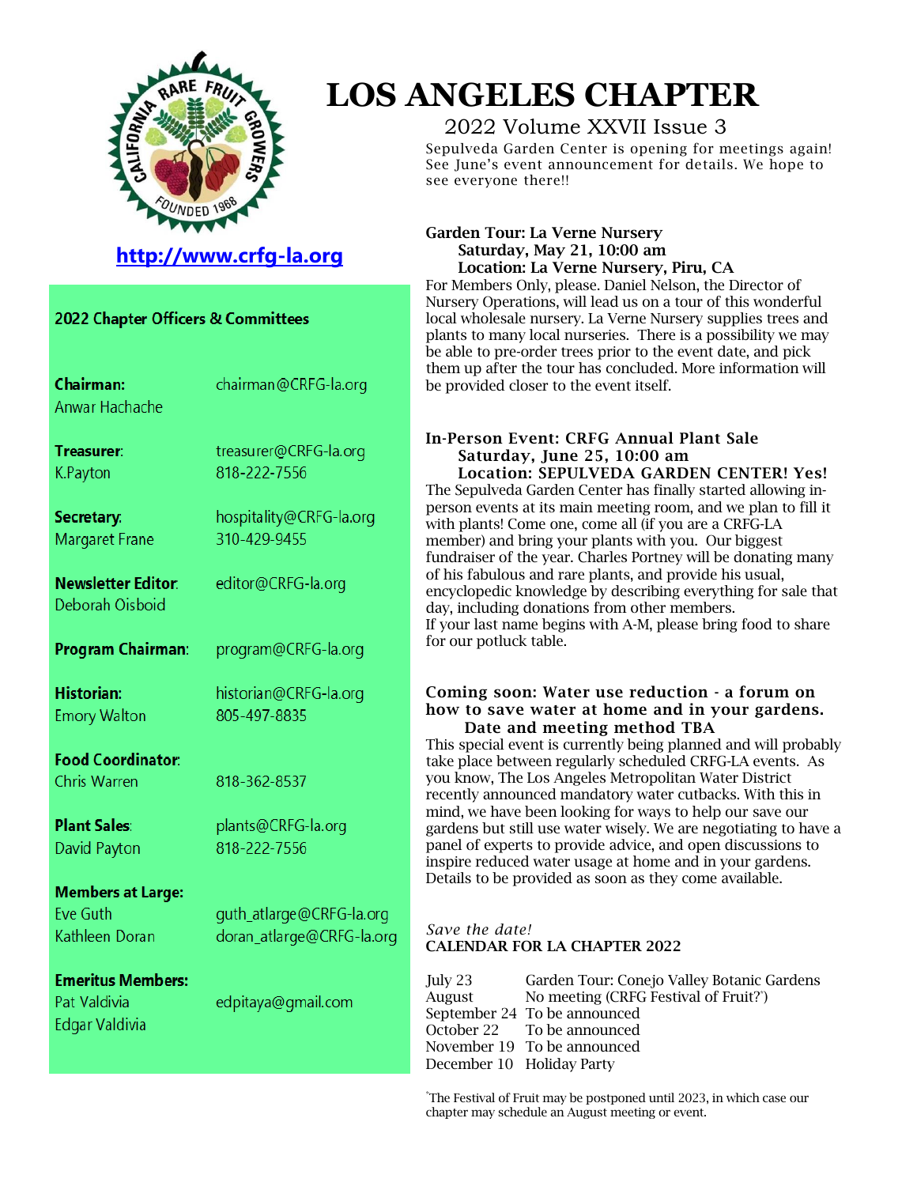# LOS ANGELES CHAPTER

2022 Volume XXVII Issue 3

Sepulveda Garden Center is opening for meetings again! See June's event announcement for details. We hope to see everyone there!!

**http://www.crfg-la.org**

## 2022 Chapter Officers & Committees

| | |
|---|---|
| **Chairman:** Anwar Hachache | chairman@CRFG-la.org |
| **Treasurer:** K.Payton | treasurer@CRFG-la.org 818-222-7556 |
| **Secretary:** Margaret Frane | hospitality@CRFG-la.org 310-429-9455 |
| **Newsletter Editor:** Deborah Oisboid | editor@CRFG-la.org |
| **Program Chairman:** | program@CRFG-la.org |
| **Historian:** Emory Walton | historian@CRFG-la.org 805-497-8835 |
| **Food Coordinator:** Chris Warren | 818-362-8537 |
| **Plant Sales:** David Payton | plants@CRFG-la.org 818-222-7556 |
| **Members at Large:** Eve Guth | guth_atlarge@CRFG-la.org |
| Kathleen Doran | doran_atlarge@CRFG-la.org |
| **Emeritus Members:** Pat Valdivia | edpitaya@gmail.com |
| Edgar Valdivia | |

**Garden Tour: La Verne Nursery**
**Saturday, May 21, 10:00 am**
**Location: La Verne Nursery, Piru, CA**

For Members Only, please. Daniel Nelson, the Director of Nursery Operations, will lead us on a tour of this wonderful local wholesale nursery. La Verne Nursery supplies trees and plants to many local nurseries. There is a possibility we may be able to pre-order trees prior to the event date, and pick them up after the tour has concluded. More information will be provided closer to the event itself.

**In-Person Event: CRFG Annual Plant Sale**
**Saturday, June 25, 10:00 am**
**Location: SEPULVEDA GARDEN CENTER! Yes!**

The Sepulveda Garden Center has finally started allowing in-person events at its main meeting room, and we plan to fill it with plants! Come one, come all (if you are a CRFG-LA member) and bring your plants with you. Our biggest fundraiser of the year. Charles Portney will be donating many of his fabulous and rare plants, and provide his usual, encyclopedic knowledge by describing everything for sale that day, including donations from other members.
If your last name begins with A-M, please bring food to share for our potluck table.

**Coming soon: Water use reduction - a forum on how to save water at home and in your gardens.**
**Date and meeting method TBA**

This special event is currently being planned and will probably take place between regularly scheduled CRFG-LA events. As you know, The Los Angeles Metropolitan Water District recently announced mandatory water cutbacks. With this in mind, we have been looking for ways to help our save our gardens but still use water wisely. We are negotiating to have a panel of experts to provide advice, and open discussions to inspire reduced water usage at home and in your gardens. Details to be provided as soon as they come available.

*Save the date!*
**CALENDAR FOR LA CHAPTER 2022**

| | |
|---|---|
| July 23 | Garden Tour: Conejo Valley Botanic Gardens |
| August | No meeting (CRFG Festival of Fruit?*) |
| September 24 | To be announced |
| October 22 | To be announced |
| November 19 | To be announced |
| December 10 | Holiday Party |

*The Festival of Fruit may be postponed until 2023, in which case our chapter may schedule an August meeting or event.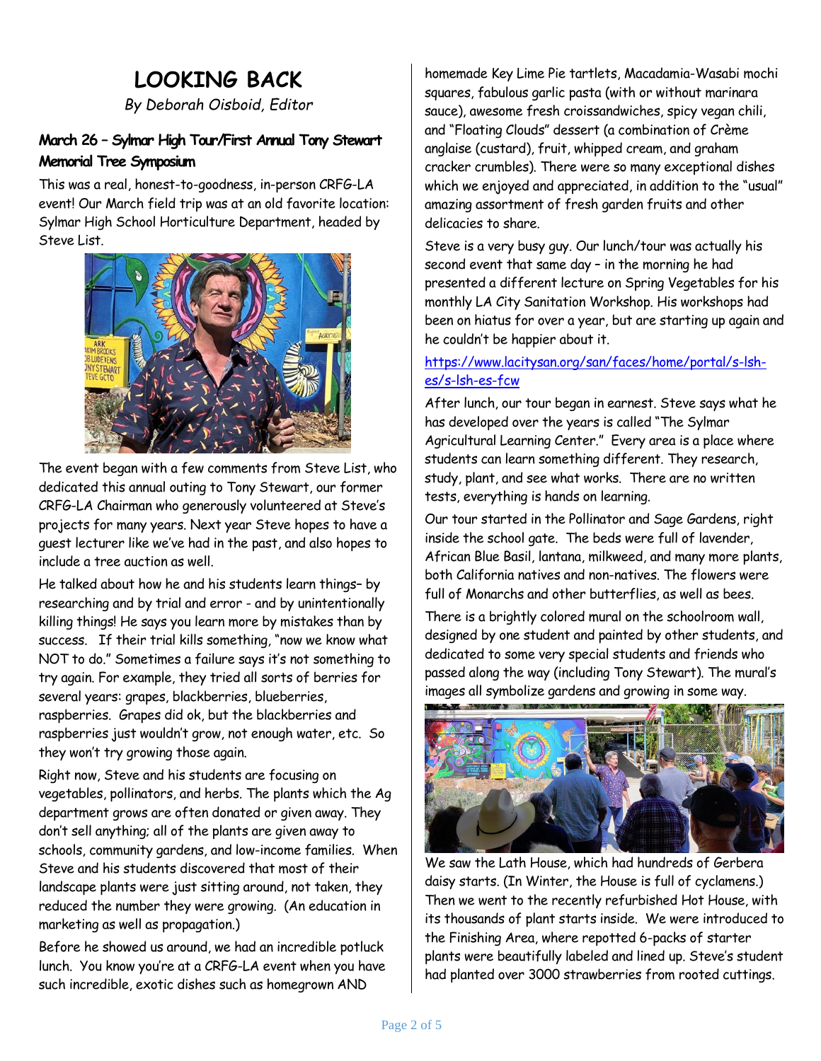# LOOKING BACK

*By Deborah Oisboid, Editor*

### March 26 – Sylmar High Tour/First Annual Tony Stewart Memorial Tree Symposium

This was a real, honest-to-goodness, in-person CRFG-LA event! Our March field trip was at an old favorite location: Sylmar High School Horticulture Department, headed by Steve List.

The event began with a few comments from Steve List, who dedicated this annual outing to Tony Stewart, our former CRFG-LA Chairman who generously volunteered at Steve's projects for many years. Next year Steve hopes to have a guest lecturer like we've had in the past, and also hopes to include a tree auction as well.

He talked about how he and his students learn things– by researching and by trial and error - and by unintentionally killing things! He says you learn more by mistakes than by success. If their trial kills something, "now we know what NOT to do." Sometimes a failure says it's not something to try again. For example, they tried all sorts of berries for several years: grapes, blackberries, blueberries, raspberries. Grapes did ok, but the blackberries and raspberries just wouldn't grow, not enough water, etc. So they won't try growing those again.

Right now, Steve and his students are focusing on vegetables, pollinators, and herbs. The plants which the Ag department grows are often donated or given away. They don't sell anything; all of the plants are given away to schools, community gardens, and low-income families. When Steve and his students discovered that most of their landscape plants were just sitting around, not taken, they reduced the number they were growing. (An education in marketing as well as propagation.)

Before he showed us around, we had an incredible potluck lunch. You know you're at a CRFG-LA event when you have such incredible, exotic dishes such as homegrown AND homemade Key Lime Pie tartlets, Macadamia-Wasabi mochi squares, fabulous garlic pasta (with or without marinara sauce), awesome fresh croissandwiches, spicy vegan chili, and "Floating Clouds" dessert (a combination of Crème anglaise (custard), fruit, whipped cream, and graham cracker crumbles). There were so many exceptional dishes which we enjoyed and appreciated, in addition to the "usual" amazing assortment of fresh garden fruits and other delicacies to share.

Steve is a very busy guy. Our lunch/tour was actually his second event that same day – in the morning he had presented a different lecture on Spring Vegetables for his monthly LA City Sanitation Workshop. His workshops had been on hiatus for over a year, but are starting up again and he couldn't be happier about it.

https://www.lacitysan.org/san/faces/home/portal/s-lsh-es/s-lsh-es-fcw

After lunch, our tour began in earnest. Steve says what he has developed over the years is called "The Sylmar Agricultural Learning Center." Every area is a place where students can learn something different. They research, study, plant, and see what works. There are no written tests, everything is hands on learning.

Our tour started in the Pollinator and Sage Gardens, right inside the school gate. The beds were full of lavender, African Blue Basil, lantana, milkweed, and many more plants, both California natives and non-natives. The flowers were full of Monarchs and other butterflies, as well as bees.

There is a brightly colored mural on the schoolroom wall, designed by one student and painted by other students, and dedicated to some very special students and friends who passed along the way (including Tony Stewart). The mural's images all symbolize gardens and growing in some way.

We saw the Lath House, which had hundreds of Gerbera daisy starts. (In Winter, the House is full of cyclamens.) Then we went to the recently refurbished Hot House, with its thousands of plant starts inside. We were introduced to the Finishing Area, where repotted 6-packs of starter plants were beautifully labeled and lined up. Steve's student had planted over 3000 strawberries from rooted cuttings.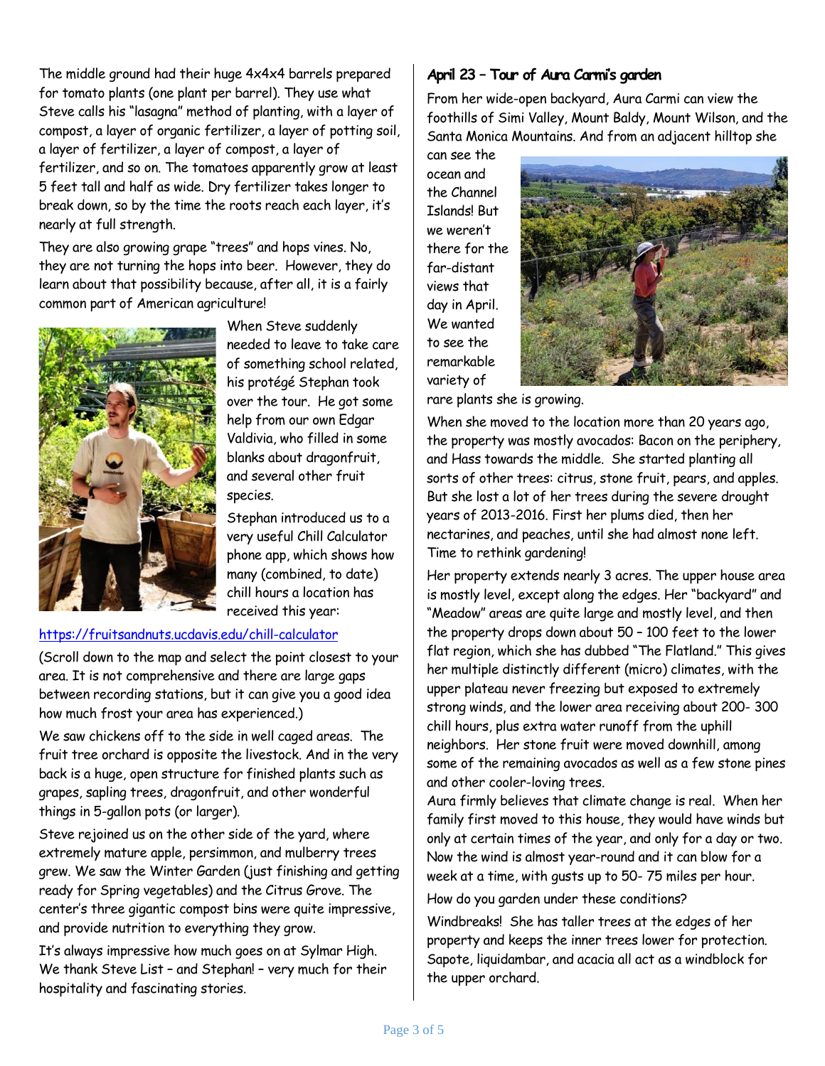The middle ground had their huge 4x4x4 barrels prepared for tomato plants (one plant per barrel). They use what Steve calls his "lasagna" method of planting, with a layer of compost, a layer of organic fertilizer, a layer of potting soil, a layer of fertilizer, a layer of compost, a layer of fertilizer, and so on. The tomatoes apparently grow at least 5 feet tall and half as wide. Dry fertilizer takes longer to break down, so by the time the roots reach each layer, it's nearly at full strength.

They are also growing grape "trees" and hops vines. No, they are not turning the hops into beer. However, they do learn about that possibility because, after all, it is a fairly common part of American agriculture!

When Steve suddenly needed to leave to take care of something school related, his protégé Stephan took over the tour. He got some help from our own Edgar Valdivia, who filled in some blanks about dragonfruit, and several other fruit species.

Stephan introduced us to a very useful Chill Calculator phone app, which shows how many (combined, to date) chill hours a location has received this year:

https://fruitsandnuts.ucdavis.edu/chill-calculator

(Scroll down to the map and select the point closest to your area. It is not comprehensive and there are large gaps between recording stations, but it can give you a good idea how much frost your area has experienced.)

We saw chickens off to the side in well caged areas. The fruit tree orchard is opposite the livestock. And in the very back is a huge, open structure for finished plants such as grapes, sapling trees, dragonfruit, and other wonderful things in 5-gallon pots (or larger).

Steve rejoined us on the other side of the yard, where extremely mature apple, persimmon, and mulberry trees grew. We saw the Winter Garden (just finishing and getting ready for Spring vegetables) and the Citrus Grove. The center's three gigantic compost bins were quite impressive, and provide nutrition to everything they grow.

It's always impressive how much goes on at Sylmar High. We thank Steve List – and Stephan! – very much for their hospitality and fascinating stories.

## April 23 – Tour of Aura Carmi's garden

From her wide-open backyard, Aura Carmi can view the foothills of Simi Valley, Mount Baldy, Mount Wilson, and the Santa Monica Mountains. And from an adjacent hilltop she can see the ocean and the Channel Islands! But we weren't there for the far-distant views that day in April. We wanted to see the remarkable variety of rare plants she is growing.

When she moved to the location more than 20 years ago, the property was mostly avocados: Bacon on the periphery, and Hass towards the middle. She started planting all sorts of other trees: citrus, stone fruit, pears, and apples. But she lost a lot of her trees during the severe drought years of 2013-2016. First her plums died, then her nectarines, and peaches, until she had almost none left. Time to rethink gardening!

Her property extends nearly 3 acres. The upper house area is mostly level, except along the edges. Her "backyard" and "Meadow" areas are quite large and mostly level, and then the property drops down about 50 – 100 feet to the lower flat region, which she has dubbed "The Flatland." This gives her multiple distinctly different (micro) climates, with the upper plateau never freezing but exposed to extremely strong winds, and the lower area receiving about 200- 300 chill hours, plus extra water runoff from the uphill neighbors. Her stone fruit were moved downhill, among some of the remaining avocados as well as a few stone pines and other cooler-loving trees.

Aura firmly believes that climate change is real. When her family first moved to this house, they would have winds but only at certain times of the year, and only for a day or two. Now the wind is almost year-round and it can blow for a week at a time, with gusts up to 50- 75 miles per hour.

How do you garden under these conditions?

Windbreaks! She has taller trees at the edges of her property and keeps the inner trees lower for protection. Sapote, liquidambar, and acacia all act as a windblock for the upper orchard.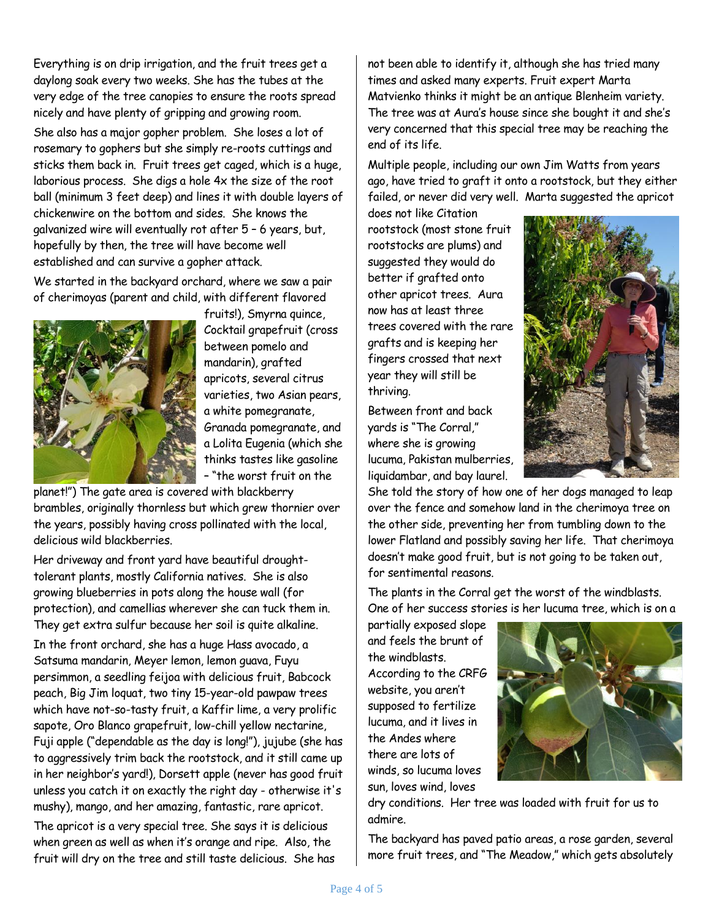Everything is on drip irrigation, and the fruit trees get a daylong soak every two weeks. She has the tubes at the very edge of the tree canopies to ensure the roots spread nicely and have plenty of gripping and growing room.

She also has a major gopher problem. She loses a lot of rosemary to gophers but she simply re-roots cuttings and sticks them back in. Fruit trees get caged, which is a huge, laborious process. She digs a hole 4x the size of the root ball (minimum 3 feet deep) and lines it with double layers of chickenwire on the bottom and sides. She knows the galvanized wire will eventually rot after 5 – 6 years, but, hopefully by then, the tree will have become well established and can survive a gopher attack.

We started in the backyard orchard, where we saw a pair of cherimoyas (parent and child, with different flavored fruits!), Smyrna quince, Cocktail grapefruit (cross between pomelo and mandarin), grafted apricots, several citrus varieties, two Asian pears, a white pomegranate, Granada pomegranate, and a Lolita Eugenia (which she thinks tastes like gasoline – "the worst fruit on the planet!") The gate area is covered with blackberry brambles, originally thornless but which grew thornier over the years, possibly having cross pollinated with the local, delicious wild blackberries.

Her driveway and front yard have beautiful drought-tolerant plants, mostly California natives. She is also growing blueberries in pots along the house wall (for protection), and camellias wherever she can tuck them in. They get extra sulfur because her soil is quite alkaline.

In the front orchard, she has a huge Hass avocado, a Satsuma mandarin, Meyer lemon, lemon guava, Fuyu persimmon, a seedling feijoa with delicious fruit, Babcock peach, Big Jim loquat, two tiny 15-year-old pawpaw trees which have not-so-tasty fruit, a Kaffir lime, a very prolific sapote, Oro Blanco grapefruit, low-chill yellow nectarine, Fuji apple ("dependable as the day is long!"), jujube (she has to aggressively trim back the rootstock, and it still came up in her neighbor's yard!), Dorsett apple (never has good fruit unless you catch it on exactly the right day - otherwise it's mushy), mango, and her amazing, fantastic, rare apricot.

The apricot is a very special tree. She says it is delicious when green as well as when it's orange and ripe. Also, the fruit will dry on the tree and still taste delicious. She has not been able to identify it, although she has tried many times and asked many experts. Fruit expert Marta Matvienko thinks it might be an antique Blenheim variety. The tree was at Aura's house since she bought it and she's very concerned that this special tree may be reaching the end of its life.

Multiple people, including our own Jim Watts from years ago, have tried to graft it onto a rootstock, but they either failed, or never did very well. Marta suggested the apricot does not like Citation rootstock (most stone fruit rootstocks are plums) and suggested they would do better if grafted onto other apricot trees. Aura now has at least three trees covered with the rare grafts and is keeping her fingers crossed that next year they will still be thriving.

Between front and back yards is "The Corral," where she is growing lucuma, Pakistan mulberries, liquidambar, and bay laurel. She told the story of how one of her dogs managed to leap over the fence and somehow land in the cherimoya tree on the other side, preventing her from tumbling down to the lower Flatland and possibly saving her life. That cherimoya doesn't make good fruit, but is not going to be taken out, for sentimental reasons.

The plants in the Corral get the worst of the windblasts. One of her success stories is her lucuma tree, which is on a partially exposed slope and feels the brunt of the windblasts. According to the CRFG website, you aren't supposed to fertilize lucuma, and it lives in the Andes where there are lots of winds, so lucuma loves sun, loves wind, loves dry conditions. Her tree was loaded with fruit for us to admire.

The backyard has paved patio areas, a rose garden, several more fruit trees, and "The Meadow," which gets absolutely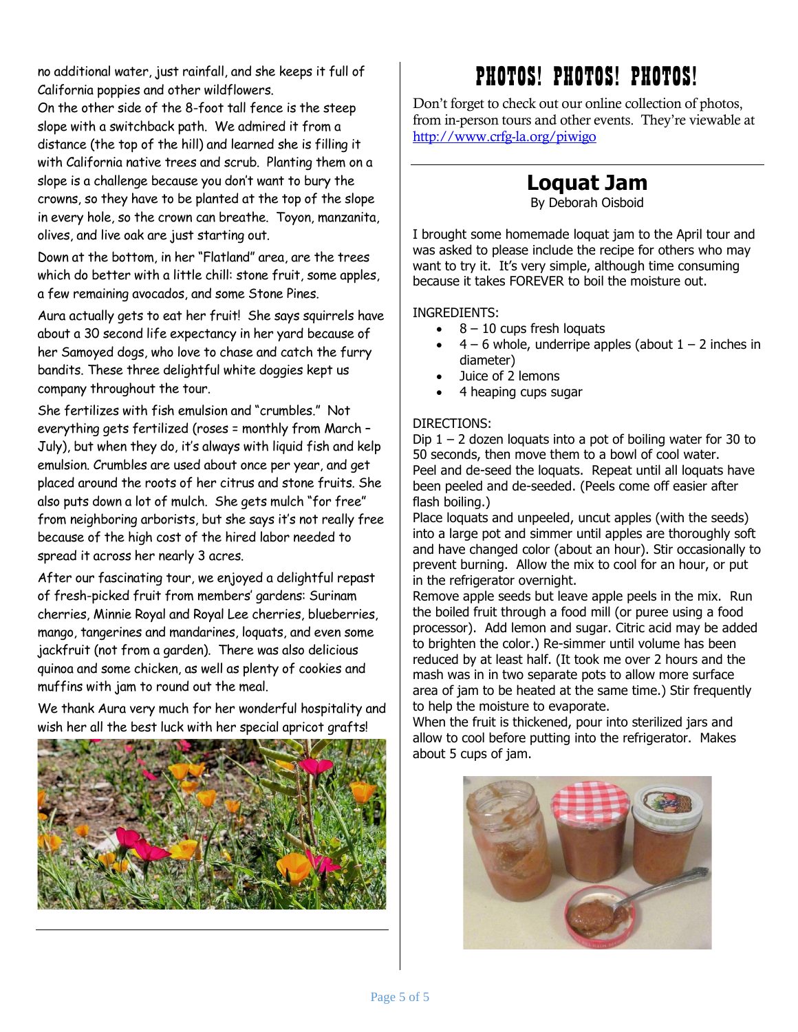no additional water, just rainfall, and she keeps it full of California poppies and other wildflowers.

On the other side of the 8-foot tall fence is the steep slope with a switchback path. We admired it from a distance (the top of the hill) and learned she is filling it with California native trees and scrub. Planting them on a slope is a challenge because you don't want to bury the crowns, so they have to be planted at the top of the slope in every hole, so the crown can breathe. Toyon, manzanita, olives, and live oak are just starting out.

Down at the bottom, in her "Flatland" area, are the trees which do better with a little chill: stone fruit, some apples, a few remaining avocados, and some Stone Pines.

Aura actually gets to eat her fruit! She says squirrels have about a 30 second life expectancy in her yard because of her Samoyed dogs, who love to chase and catch the furry bandits. These three delightful white doggies kept us company throughout the tour.

She fertilizes with fish emulsion and "crumbles." Not everything gets fertilized (roses = monthly from March – July), but when they do, it's always with liquid fish and kelp emulsion. Crumbles are used about once per year, and get placed around the roots of her citrus and stone fruits. She also puts down a lot of mulch. She gets mulch "for free" from neighboring arborists, but she says it's not really free because of the high cost of the hired labor needed to spread it across her nearly 3 acres.

After our fascinating tour, we enjoyed a delightful repast of fresh-picked fruit from members' gardens: Surinam cherries, Minnie Royal and Royal Lee cherries, blueberries, mango, tangerines and mandarines, loquats, and even some jackfruit (not from a garden). There was also delicious quinoa and some chicken, as well as plenty of cookies and muffins with jam to round out the meal.

We thank Aura very much for her wonderful hospitality and wish her all the best luck with her special apricot grafts!

# PHOTOS! PHOTOS! PHOTOS!

Don't forget to check out our online collection of photos, from in-person tours and other events. They're viewable at http://www.crfg-la.org/piwigo

## Loquat Jam

By Deborah Oisboid

I brought some homemade loquat jam to the April tour and was asked to please include the recipe for others who may want to try it. It's very simple, although time consuming because it takes FOREVER to boil the moisture out.

INGREDIENTS:

- 8 – 10 cups fresh loquats
- 4 – 6 whole, underripe apples (about 1 – 2 inches in diameter)
- Juice of 2 lemons
- 4 heaping cups sugar

DIRECTIONS:

Dip 1 – 2 dozen loquats into a pot of boiling water for 30 to 50 seconds, then move them to a bowl of cool water. Peel and de-seed the loquats. Repeat until all loquats have been peeled and de-seeded. (Peels come off easier after flash boiling.)

Place loquats and unpeeled, uncut apples (with the seeds) into a large pot and simmer until apples are thoroughly soft and have changed color (about an hour). Stir occasionally to prevent burning. Allow the mix to cool for an hour, or put in the refrigerator overnight.

Remove apple seeds but leave apple peels in the mix. Run the boiled fruit through a food mill (or puree using a food processor). Add lemon and sugar. Citric acid may be added to brighten the color.) Re-simmer until volume has been reduced by at least half. (It took me over 2 hours and the mash was in in two separate pots to allow more surface area of jam to be heated at the same time.) Stir frequently to help the moisture to evaporate.

When the fruit is thickened, pour into sterilized jars and allow to cool before putting into the refrigerator. Makes about 5 cups of jam.